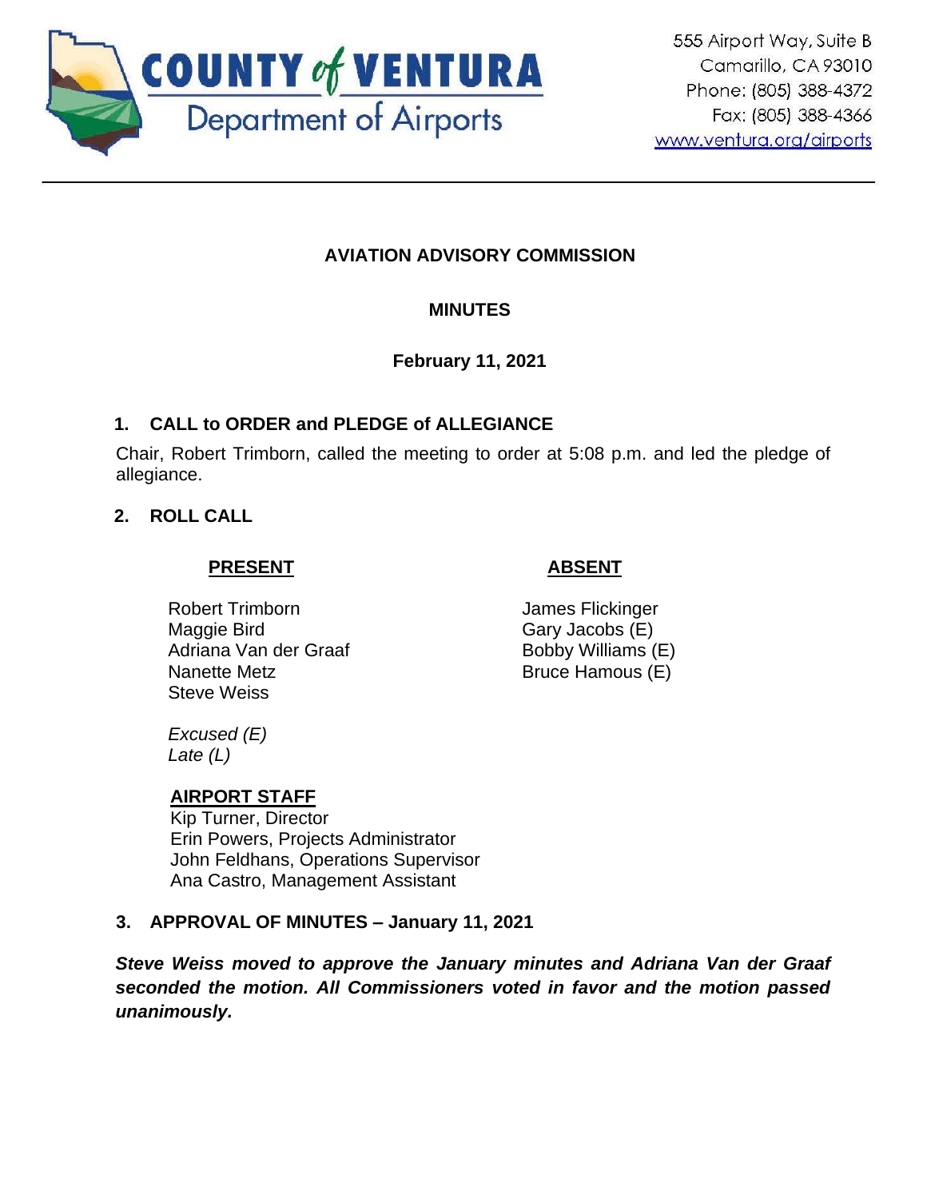COUNTY of VENTURA
Department of Airports

555 Airport Way, Suite B
Camarillo, CA 93010
Phone: (805) 388-4372
Fax: (805) 388-4366
www.ventura.org/airports

---

# AVIATION ADVISORY COMMISSION

## MINUTES

### February 11, 2021

## 1. CALL to ORDER and PLEDGE of ALLEGIANCE

Chair, Robert Trimborn, called the meeting to order at 5:08 p.m. and led the pledge of allegiance.

## 2. ROLL CALL

| PRESENT | ABSENT |
|---|---|
| Robert Trimborn | James Flickinger |
| Maggie Bird | Gary Jacobs (E) |
| Adriana Van der Graaf | Bobby Williams (E) |
| Nanette Metz | Bruce Hamous (E) |
| Steve Weiss | |

*Excused (E)*
*Late (L)*

**AIRPORT STAFF**
Kip Turner, Director
Erin Powers, Projects Administrator
John Feldhans, Operations Supervisor
Ana Castro, Management Assistant

## 3. APPROVAL OF MINUTES – January 11, 2021

***Steve Weiss moved to approve the January minutes and Adriana Van der Graaf seconded the motion. All Commissioners voted in favor and the motion passed unanimously.***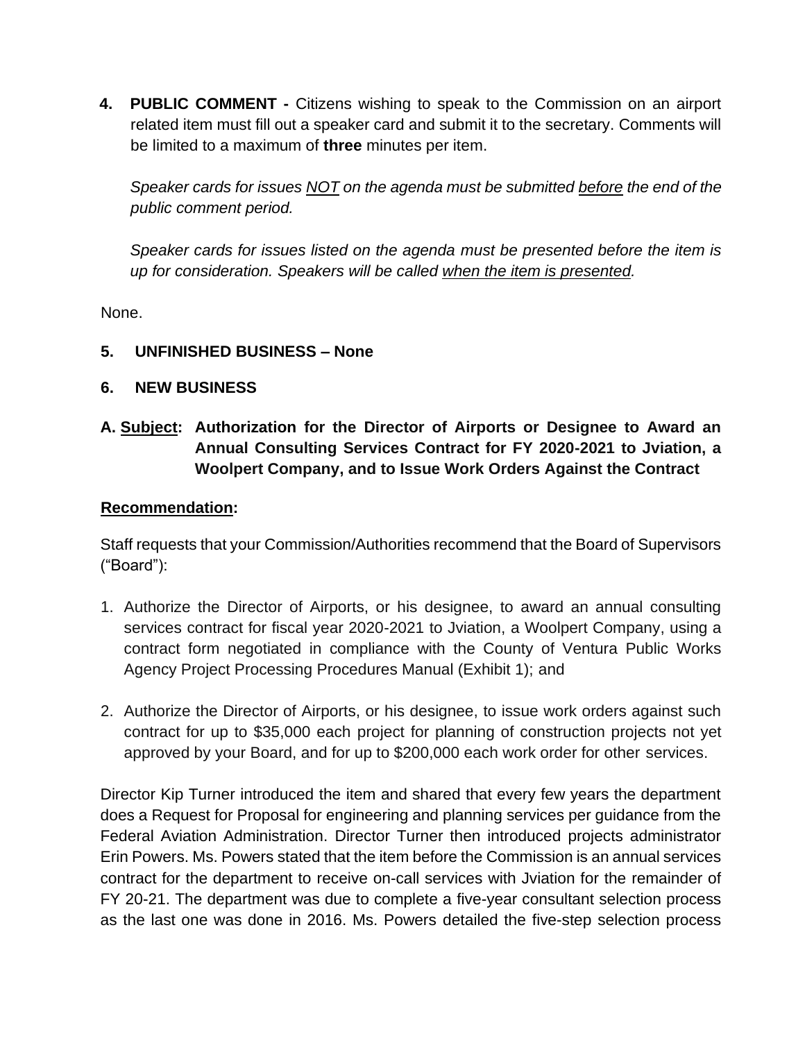**4. PUBLIC COMMENT -** Citizens wishing to speak to the Commission on an airport related item must fill out a speaker card and submit it to the secretary. Comments will be limited to a maximum of **three** minutes per item.

*Speaker cards for issues NOT on the agenda must be submitted before the end of the public comment period.*

*Speaker cards for issues listed on the agenda must be presented before the item is up for consideration. Speakers will be called when the item is presented.*

None.

**5. UNFINISHED BUSINESS – None**

**6. NEW BUSINESS**

**A. Subject: Authorization for the Director of Airports or Designee to Award an Annual Consulting Services Contract for FY 2020-2021 to Jviation, a Woolpert Company, and to Issue Work Orders Against the Contract**

**Recommendation:**

Staff requests that your Commission/Authorities recommend that the Board of Supervisors ("Board"):

1. Authorize the Director of Airports, or his designee, to award an annual consulting services contract for fiscal year 2020-2021 to Jviation, a Woolpert Company, using a contract form negotiated in compliance with the County of Ventura Public Works Agency Project Processing Procedures Manual (Exhibit 1); and

2. Authorize the Director of Airports, or his designee, to issue work orders against such contract for up to $35,000 each project for planning of construction projects not yet approved by your Board, and for up to $200,000 each work order for other services.

Director Kip Turner introduced the item and shared that every few years the department does a Request for Proposal for engineering and planning services per guidance from the Federal Aviation Administration. Director Turner then introduced projects administrator Erin Powers. Ms. Powers stated that the item before the Commission is an annual services contract for the department to receive on-call services with Jviation for the remainder of FY 20-21. The department was due to complete a five-year consultant selection process as the last one was done in 2016. Ms. Powers detailed the five-step selection process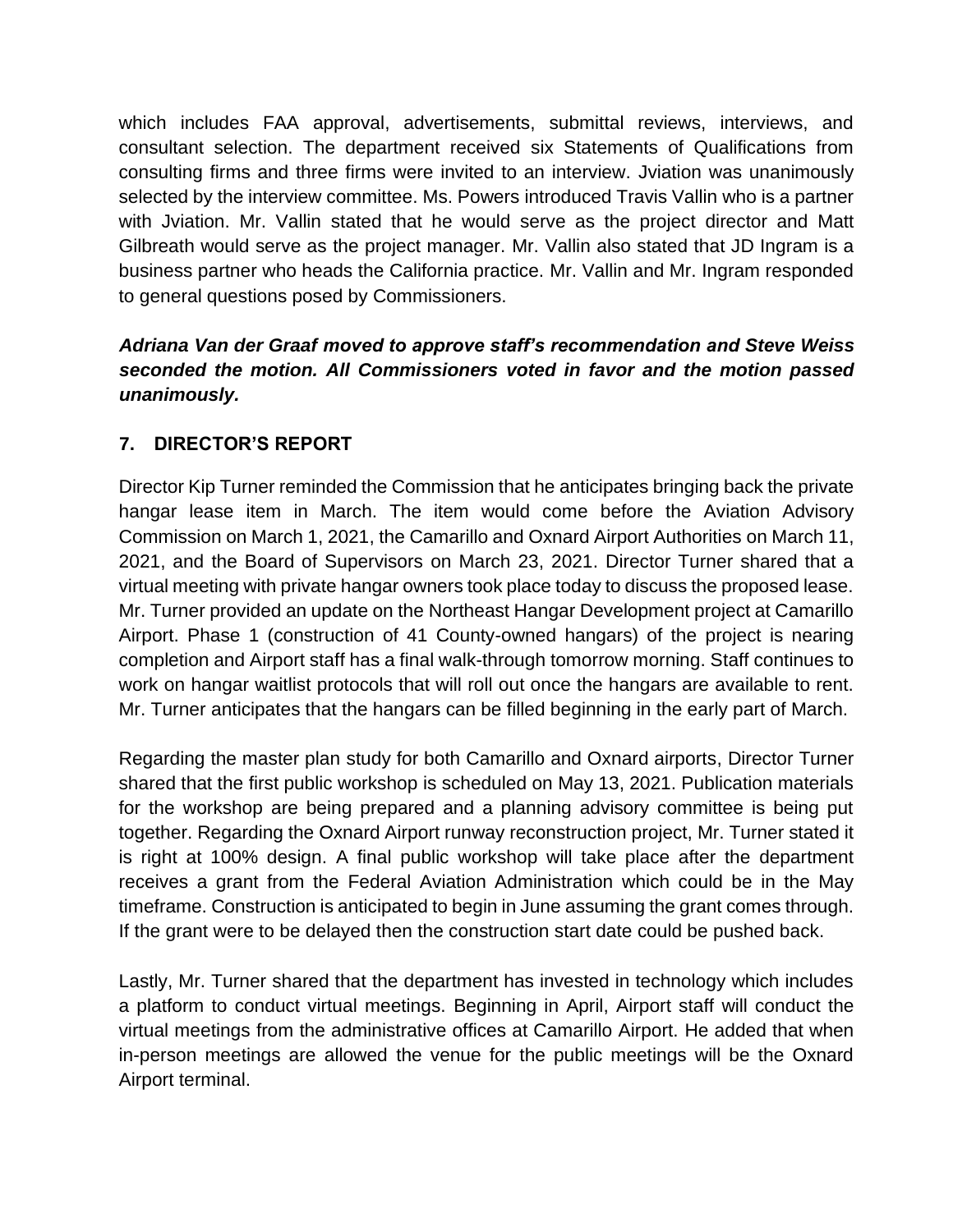which includes FAA approval, advertisements, submittal reviews, interviews, and consultant selection. The department received six Statements of Qualifications from consulting firms and three firms were invited to an interview. Jviation was unanimously selected by the interview committee. Ms. Powers introduced Travis Vallin who is a partner with Jviation. Mr. Vallin stated that he would serve as the project director and Matt Gilbreath would serve as the project manager. Mr. Vallin also stated that JD Ingram is a business partner who heads the California practice. Mr. Vallin and Mr. Ingram responded to general questions posed by Commissioners.

***Adriana Van der Graaf moved to approve staff's recommendation and Steve Weiss seconded the motion. All Commissioners voted in favor and the motion passed unanimously.***

## 7. DIRECTOR'S REPORT

Director Kip Turner reminded the Commission that he anticipates bringing back the private hangar lease item in March. The item would come before the Aviation Advisory Commission on March 1, 2021, the Camarillo and Oxnard Airport Authorities on March 11, 2021, and the Board of Supervisors on March 23, 2021. Director Turner shared that a virtual meeting with private hangar owners took place today to discuss the proposed lease. Mr. Turner provided an update on the Northeast Hangar Development project at Camarillo Airport. Phase 1 (construction of 41 County-owned hangars) of the project is nearing completion and Airport staff has a final walk-through tomorrow morning. Staff continues to work on hangar waitlist protocols that will roll out once the hangars are available to rent. Mr. Turner anticipates that the hangars can be filled beginning in the early part of March.

Regarding the master plan study for both Camarillo and Oxnard airports, Director Turner shared that the first public workshop is scheduled on May 13, 2021. Publication materials for the workshop are being prepared and a planning advisory committee is being put together. Regarding the Oxnard Airport runway reconstruction project, Mr. Turner stated it is right at 100% design. A final public workshop will take place after the department receives a grant from the Federal Aviation Administration which could be in the May timeframe. Construction is anticipated to begin in June assuming the grant comes through. If the grant were to be delayed then the construction start date could be pushed back.

Lastly, Mr. Turner shared that the department has invested in technology which includes a platform to conduct virtual meetings. Beginning in April, Airport staff will conduct the virtual meetings from the administrative offices at Camarillo Airport. He added that when in-person meetings are allowed the venue for the public meetings will be the Oxnard Airport terminal.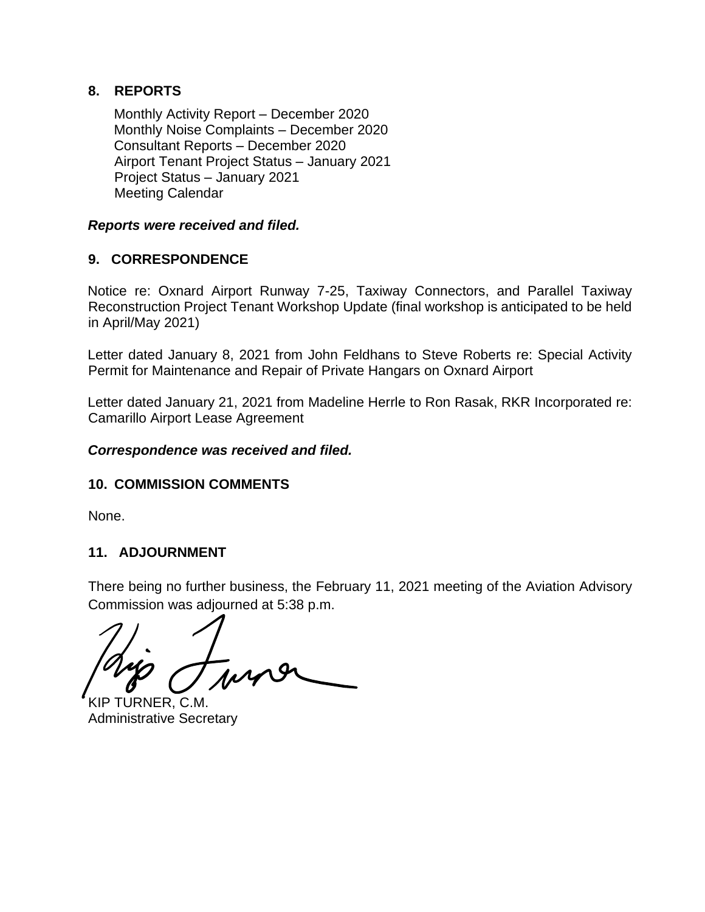## 8. REPORTS

Monthly Activity Report – December 2020
Monthly Noise Complaints – December 2020
Consultant Reports – December 2020
Airport Tenant Project Status – January 2021
Project Status – January 2021
Meeting Calendar

***Reports were received and filed.***

## 9. CORRESPONDENCE

Notice re: Oxnard Airport Runway 7-25, Taxiway Connectors, and Parallel Taxiway Reconstruction Project Tenant Workshop Update (final workshop is anticipated to be held in April/May 2021)

Letter dated January 8, 2021 from John Feldhans to Steve Roberts re: Special Activity Permit for Maintenance and Repair of Private Hangars on Oxnard Airport

Letter dated January 21, 2021 from Madeline Herrle to Ron Rasak, RKR Incorporated re: Camarillo Airport Lease Agreement

***Correspondence was received and filed.***

## 10. COMMISSION COMMENTS

None.

## 11. ADJOURNMENT

There being no further business, the February 11, 2021 meeting of the Aviation Advisory Commission was adjourned at 5:38 p.m.

KIP TURNER, C.M.
Administrative Secretary